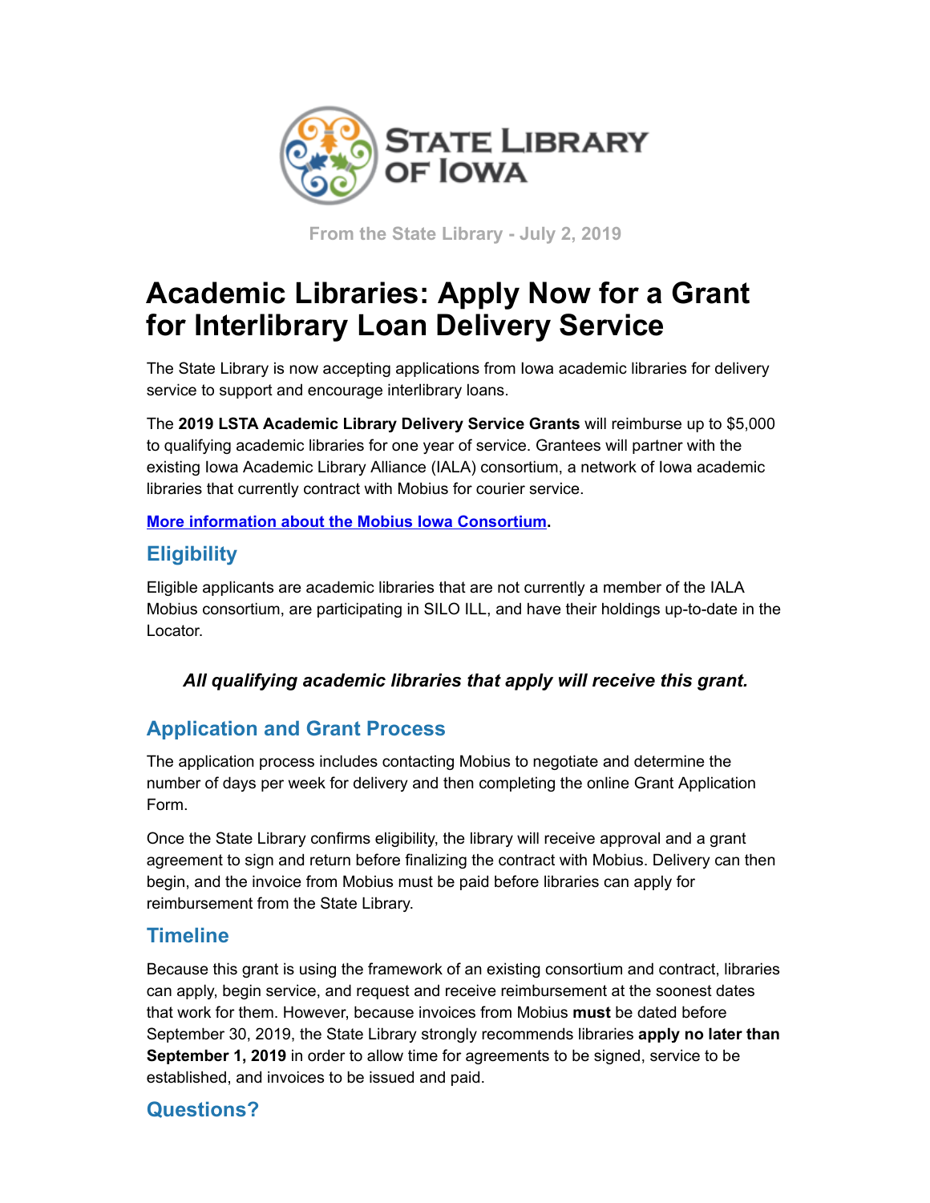STATE LIBRARY OF IOWA

From the State Library - July 2, 2019

# Academic Libraries: Apply Now for a Grant for Interlibrary Loan Delivery Service

The State Library is now accepting applications from Iowa academic libraries for delivery service to support and encourage interlibrary loans.

The **2019 LSTA Academic Library Delivery Service Grants** will reimburse up to $5,000 to qualifying academic libraries for one year of service. Grantees will partner with the existing Iowa Academic Library Alliance (IALA) consortium, a network of Iowa academic libraries that currently contract with Mobius for courier service.

**More information about the Mobius Iowa Consortium.**

## Eligibility

Eligible applicants are academic libraries that are not currently a member of the IALA Mobius consortium, are participating in SILO ILL, and have their holdings up-to-date in the Locator.

***All qualifying academic libraries that apply will receive this grant.***

## Application and Grant Process

The application process includes contacting Mobius to negotiate and determine the number of days per week for delivery and then completing the online Grant Application Form.

Once the State Library confirms eligibility, the library will receive approval and a grant agreement to sign and return before finalizing the contract with Mobius. Delivery can then begin, and the invoice from Mobius must be paid before libraries can apply for reimbursement from the State Library.

## Timeline

Because this grant is using the framework of an existing consortium and contract, libraries can apply, begin service, and request and receive reimbursement at the soonest dates that work for them. However, because invoices from Mobius **must** be dated before September 30, 2019, the State Library strongly recommends libraries **apply no later than September 1, 2019** in order to allow time for agreements to be signed, service to be established, and invoices to be issued and paid.

## Questions?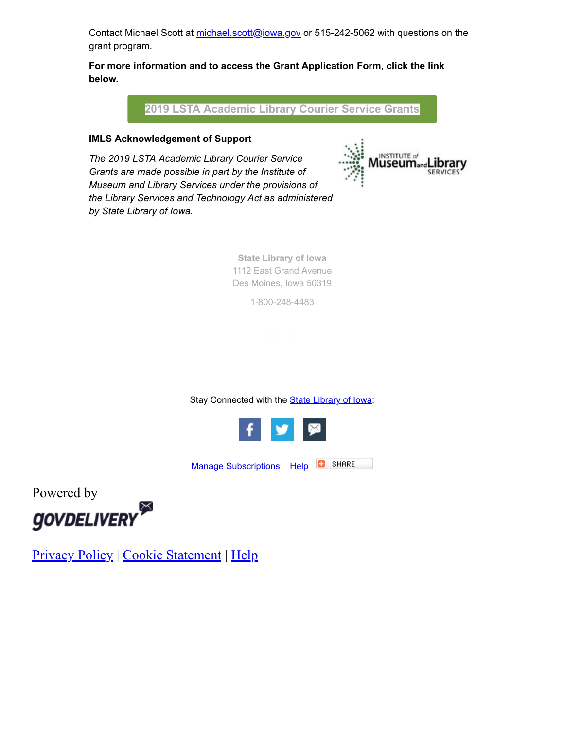Contact Michael Scott at michael.scott@iowa.gov or 515-242-5062 with questions on the grant program.

**For more information and to access the Grant Application Form, click the link below.**

2019 LSTA Academic Library Courier Service Grants

**IMLS Acknowledgement of Support**

*The 2019 LSTA Academic Library Courier Service Grants are made possible in part by the Institute of Museum and Library Services under the provisions of the Library Services and Technology Act as administered by State Library of Iowa.*

INSTITUTE of Museum and Library SERVICES

**State Library of Iowa**
1112 East Grand Avenue
Des Moines, Iowa 50319

1-800-248-4483

Stay Connected with the State Library of Iowa:

Manage Subscriptions Help SHARE

Powered by
GOVDELIVERY

Privacy Policy | Cookie Statement | Help